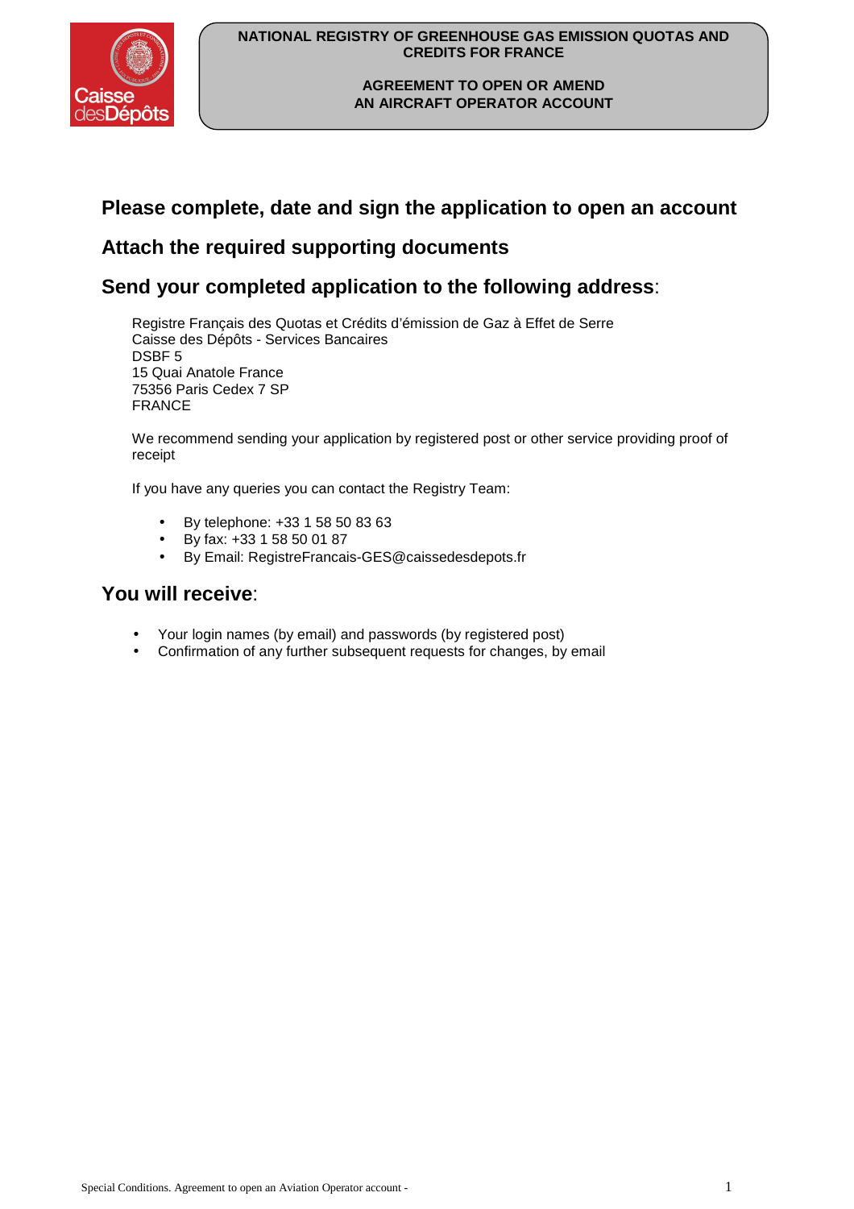# NATIONAL REGISTRY OF GREENHOUSE GAS EMISSION QUOTAS AND CREDITS FOR FRANCE

## AGREEMENT TO OPEN OR AMEND AN AIRCRAFT OPERATOR ACCOUNT

## Please complete, date and sign the application to open an account

## Attach the required supporting documents

## Send your completed application to the following address:

Registre Français des Quotas et Crédits d'émission de Gaz à Effet de Serre
Caisse des Dépôts - Services Bancaires
DSBF 5
15 Quai Anatole France
75356 Paris Cedex 7 SP
FRANCE

We recommend sending your application by registered post or other service providing proof of receipt

If you have any queries you can contact the Registry Team:

- By telephone: +33 1 58 50 83 63
- By fax: +33 1 58 50 01 87
- By Email: RegistreFrancais-GES@caissedesdepots.fr

## You will receive:

- Your login names (by email) and passwords (by registered post)
- Confirmation of any further subsequent requests for changes, by email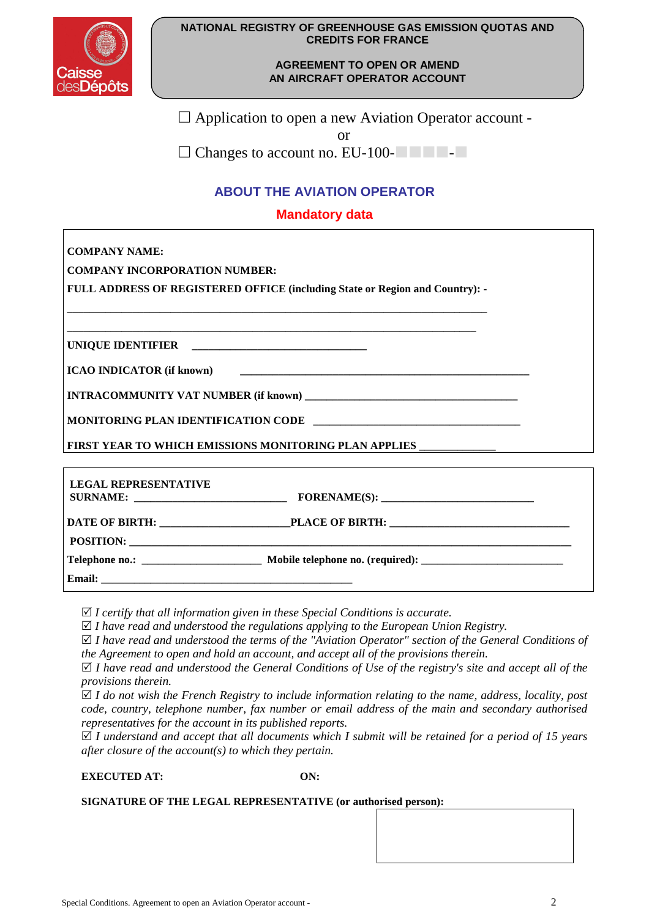NATIONAL REGISTRY OF GREENHOUSE GAS EMISSION QUOTAS AND CREDITS FOR FRANCE

**AGREEMENT TO OPEN OR AMEND AN AIRCRAFT OPERATOR ACCOUNT**

☐ Application to open a new Aviation Operator account -

or

☐ Changes to account no. EU-100-☐☐☐☐-☐

## ABOUT THE AVIATION OPERATOR

### Mandatory data

**COMPANY NAME:**

**COMPANY INCORPORATION NUMBER:**

**FULL ADDRESS OF REGISTERED OFFICE (including State or Region and Country): -**

___________________________________________________________________________

__________________________________________________________________________

**UNIQUE IDENTIFIER** _______________________________

**ICAO INDICATOR (if known)** ____________________________________________________

**INTRACOMMUNITY VAT NUMBER (if known)** ______________________________________

**MONITORING PLAN IDENTIFICATION CODE** _____________________________________

**FIRST YEAR TO WHICH EMISSIONS MONITORING PLAN APPLIES** _____________

**LEGAL REPRESENTATIVE**

**SURNAME:** ___________________________ **FORENAME(S):** ___________________________

**DATE OF BIRTH:** _______________________ **PLACE OF BIRTH:** ________________________________

**POSITION:** _____________________________________________________________________________________

**Telephone no.:** _____________________ **Mobile telephone no. (required):** _________________________

**Email:** _____________________________________________

☑ *I certify that all information given in these Special Conditions is accurate.*
☑ *I have read and understood the regulations applying to the European Union Registry.*
☑ *I have read and understood the terms of the "Aviation Operator" section of the General Conditions of the Agreement to open and hold an account, and accept all of the provisions therein.*
☑ *I have read and understood the General Conditions of Use of the registry's site and accept all of the provisions therein.*
☑ *I do not wish the French Registry to include information relating to the name, address, locality, post code, country, telephone number, fax number or email address of the main and secondary authorised representatives for the account in its published reports.*
☑ *I understand and accept that all documents which I submit will be retained for a period of 15 years after closure of the account(s) to which they pertain.*

**EXECUTED AT:** **ON:**

**SIGNATURE OF THE LEGAL REPRESENTATIVE (or authorised person):**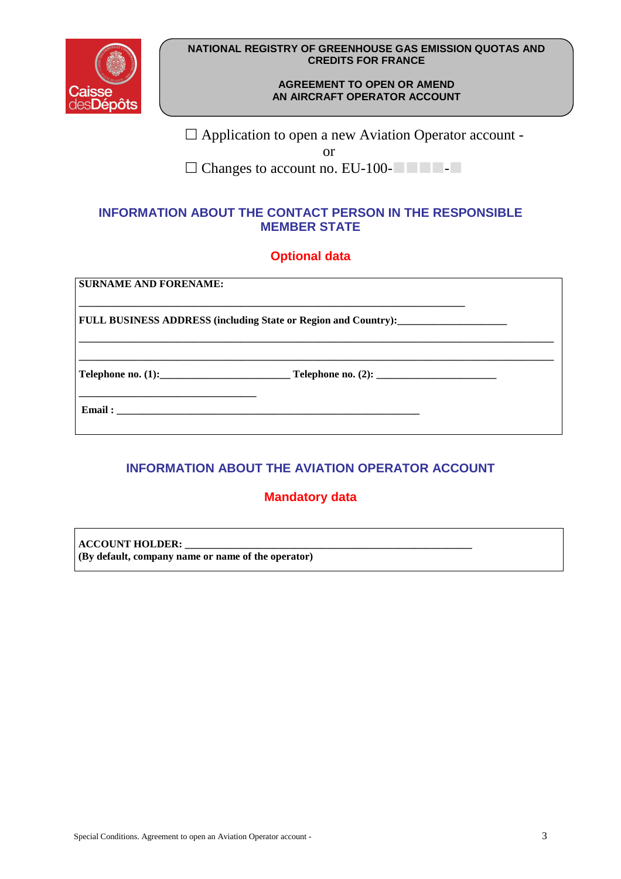**NATIONAL REGISTRY OF GREENHOUSE GAS EMISSION QUOTAS AND CREDITS FOR FRANCE**

**AGREEMENT TO OPEN OR AMEND AN AIRCRAFT OPERATOR ACCOUNT**

☐ Application to open a new Aviation Operator account -

or

☐ Changes to account no. EU-100-☐☐☐☐-☐

## INFORMATION ABOUT THE CONTACT PERSON IN THE RESPONSIBLE MEMBER STATE

### Optional data

**SURNAME AND FORENAME:**

_______________________________________________________________________

**FULL BUSINESS ADDRESS (including State or Region and Country):**____________________

_______________________________________________________________________

_______________________________________________________________________

**Telephone no. (1):**________________________ **Telephone no. (2):** ______________________

________________________________

**Email :** ____________________________________________________________

## INFORMATION ABOUT THE AVIATION OPERATOR ACCOUNT

### Mandatory data

**ACCOUNT HOLDER:** ____________________________________________________
**(By default, company name or name of the operator)**

Special Conditions. Agreement to open an Aviation Operator account -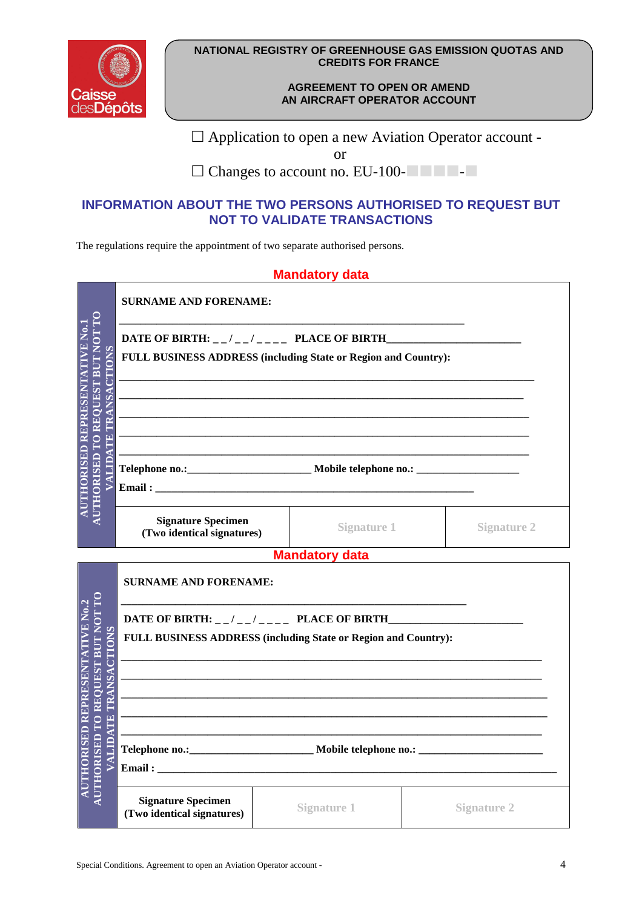**NATIONAL REGISTRY OF GREENHOUSE GAS EMISSION QUOTAS AND CREDITS FOR FRANCE**

**AGREEMENT TO OPEN OR AMEND AN AIRCRAFT OPERATOR ACCOUNT**

☐ Application to open a new Aviation Operator account -

or

☐ Changes to account no. EU-100-____-_

## INFORMATION ABOUT THE TWO PERSONS AUTHORISED TO REQUEST BUT NOT TO VALIDATE TRANSACTIONS

The regulations require the appointment of two separate authorised persons.

**Mandatory data**

**AUTHORISED REPRESENTATIVE No.1 AUTHORISED TO REQUEST BUT NOT TO VALIDATE TRANSACTIONS**

**SURNAME AND FORENAME:**

_______________________________________________

**DATE OF BIRTH:** _ _ / _ _ / _ _ _ _ **PLACE OF BIRTH**____________________

**FULL BUSINESS ADDRESS (including State or Region and Country):**

_______________________________________________

_______________________________________________

_______________________________________________

_______________________________________________

_______________________________________________

**Telephone no.:**__________________ **Mobile telephone no.:** _______________

**Email :** _______________________________________________

| **Signature Specimen (Two identical signatures)** | Signature 1 | Signature 2 |
|---|---|---|

**Mandatory data**

**AUTHORISED REPRESENTATIVE No.2 AUTHORISED TO REQUEST BUT NOT TO VALIDATE TRANSACTIONS**

**SURNAME AND FORENAME:**

_______________________________________________

**DATE OF BIRTH:** _ _ / _ _ / _ _ _ _ **PLACE OF BIRTH**____________________

**FULL BUSINESS ADDRESS (including State or Region and Country):**

_______________________________________________

_______________________________________________

_______________________________________________

_______________________________________________

_______________________________________________

**Telephone no.:**__________________ **Mobile telephone no.:** _______________

**Email :** _______________________________________________

| **Signature Specimen (Two identical signatures)** | Signature 1 | Signature 2 |
|---|---|---|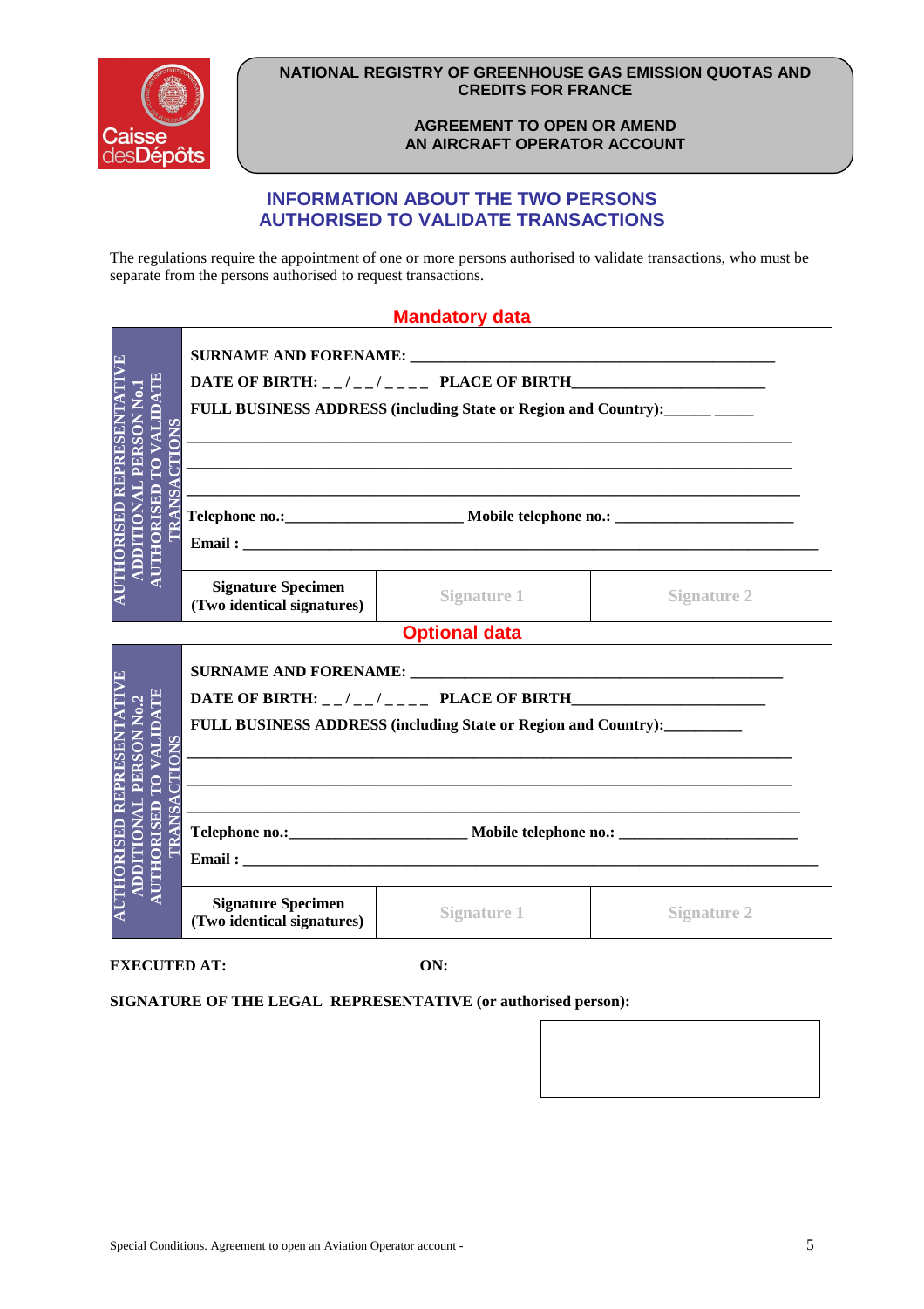**NATIONAL REGISTRY OF GREENHOUSE GAS EMISSION QUOTAS AND CREDITS FOR FRANCE**

**AGREEMENT TO OPEN OR AMEND AN AIRCRAFT OPERATOR ACCOUNT**

## INFORMATION ABOUT THE TWO PERSONS AUTHORISED TO VALIDATE TRANSACTIONS

The regulations require the appointment of one or more persons authorised to validate transactions, who must be separate from the persons authorised to request transactions.

### Mandatory data

| | | | |
|---|---|---|---|
| **AUTHORISED REPRESENTATIVE ADDITIONAL PERSON No.1 AUTHORISED TO VALIDATE TRANSACTIONS** | **SURNAME AND FORENAME:** ______________________________________________ <br> **DATE OF BIRTH:** _ _ / _ _ / _ _ _ _ **PLACE OF BIRTH**________________________ <br> **FULL BUSINESS ADDRESS (including State or Region and Country):**______ _____ <br> ________________________________________________________________________________ <br> ________________________________________________________________________________ <br> ________________________________________________________________________________ <br> **Telephone no.:**______________________ **Mobile telephone no.:** ______________________ <br> **Email :** ________________________________________________________________________ | | |
| | **Signature Specimen (Two identical signatures)** | Signature 1 | Signature 2 |

### Optional data

| | | | |
|---|---|---|---|
| **AUTHORISED REPRESENTATIVE ADDITIONAL PERSON No.2 AUTHORISED TO VALIDATE TRANSACTIONS** | **SURNAME AND FORENAME:** ______________________________________________ <br> **DATE OF BIRTH:** _ _ / _ _ / _ _ _ _ **PLACE OF BIRTH**________________________ <br> **FULL BUSINESS ADDRESS (including State or Region and Country):**_________ <br> ________________________________________________________________________________ <br> ________________________________________________________________________________ <br> ________________________________________________________________________________ <br> **Telephone no.:**______________________ **Mobile telephone no.:** ______________________ <br> **Email :** ________________________________________________________________________ | | |
| | **Signature Specimen (Two identical signatures)** | Signature 1 | Signature 2 |

**EXECUTED AT:** **ON:**

**SIGNATURE OF THE LEGAL REPRESENTATIVE (or authorised person):**

Special Conditions. Agreement to open an Aviation Operator account -